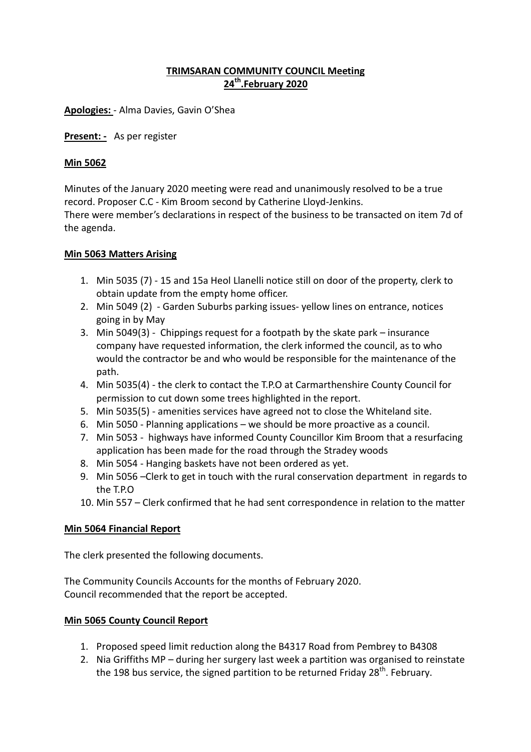# TRIMSARAN COMMUNITY COUNCIL Meeting
## 24th.February 2020

**Apologies:** - Alma Davies, Gavin O'Shea

**Present: -** As per register

**Min 5062**

Minutes of the January 2020 meeting were read and unanimously resolved to be a true record. Proposer C.C - Kim Broom second by Catherine Lloyd-Jenkins.
There were member's declarations in respect of the business to be transacted on item 7d of the agenda.

**Min 5063 Matters Arising**

1. Min 5035 (7) - 15 and 15a Heol Llanelli notice still on door of the property, clerk to obtain update from the empty home officer.
2. Min 5049 (2) - Garden Suburbs parking issues- yellow lines on entrance, notices going in by May
3. Min 5049(3) - Chippings request for a footpath by the skate park – insurance company have requested information, the clerk informed the council, as to who would the contractor be and who would be responsible for the maintenance of the path.
4. Min 5035(4) - the clerk to contact the T.P.O at Carmarthenshire County Council for permission to cut down some trees highlighted in the report.
5. Min 5035(5) - amenities services have agreed not to close the Whiteland site.
6. Min 5050 - Planning applications – we should be more proactive as a council.
7. Min 5053 - highways have informed County Councillor Kim Broom that a resurfacing application has been made for the road through the Stradey woods
8. Min 5054 - Hanging baskets have not been ordered as yet.
9. Min 5056 –Clerk to get in touch with the rural conservation department in regards to the T.P.O
10. Min 557 – Clerk confirmed that he had sent correspondence in relation to the matter

**Min 5064 Financial Report**

The clerk presented the following documents.

The Community Councils Accounts for the months of February 2020.
Council recommended that the report be accepted.

**Min 5065 County Council Report**

1. Proposed speed limit reduction along the B4317 Road from Pembrey to B4308
2. Nia Griffiths MP – during her surgery last week a partition was organised to reinstate the 198 bus service, the signed partition to be returned Friday 28th. February.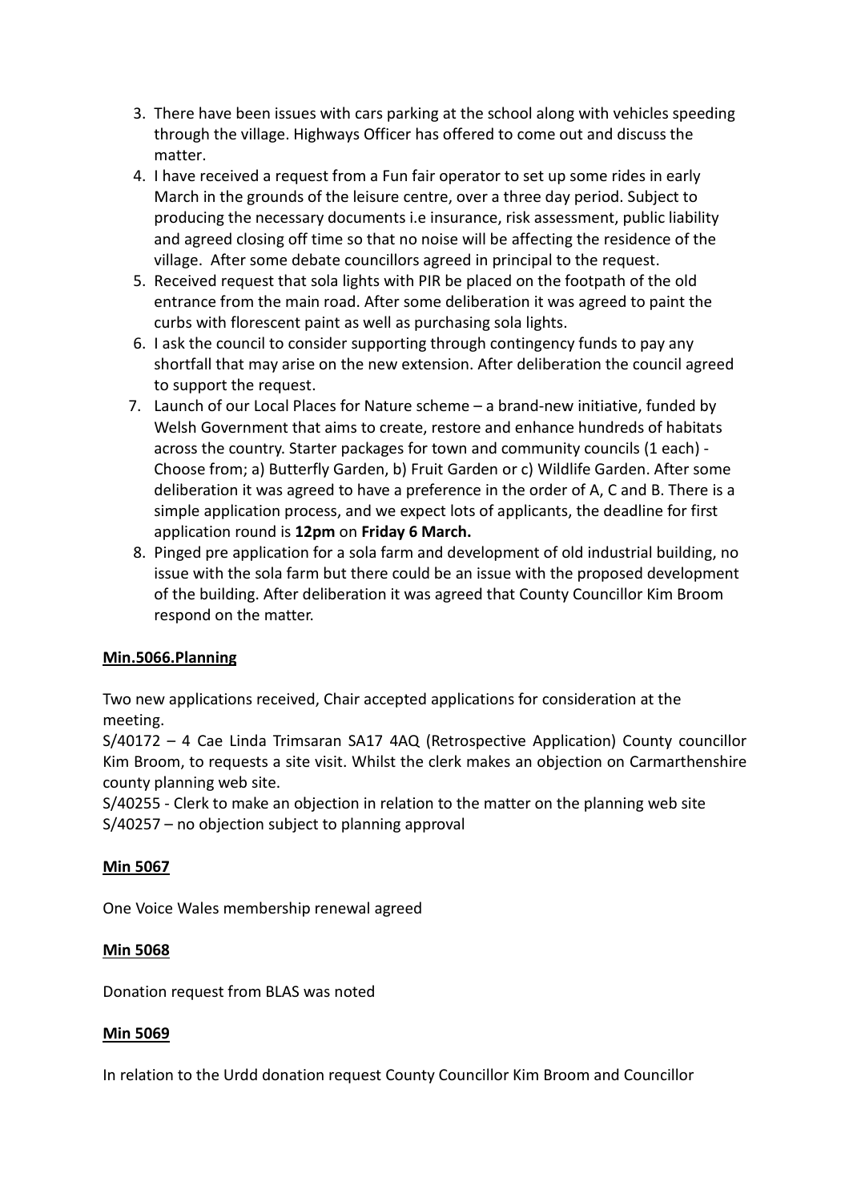3. There have been issues with cars parking at the school along with vehicles speeding through the village. Highways Officer has offered to come out and discuss the matter.
4. I have received a request from a Fun fair operator to set up some rides in early March in the grounds of the leisure centre, over a three day period. Subject to producing the necessary documents i.e insurance, risk assessment, public liability and agreed closing off time so that no noise will be affecting the residence of the village. After some debate councillors agreed in principal to the request.
5. Received request that sola lights with PIR be placed on the footpath of the old entrance from the main road. After some deliberation it was agreed to paint the curbs with florescent paint as well as purchasing sola lights.
6. I ask the council to consider supporting through contingency funds to pay any shortfall that may arise on the new extension. After deliberation the council agreed to support the request.
7. Launch of our Local Places for Nature scheme – a brand-new initiative, funded by Welsh Government that aims to create, restore and enhance hundreds of habitats across the country. Starter packages for town and community councils (1 each) - Choose from; a) Butterfly Garden, b) Fruit Garden or c) Wildlife Garden. After some deliberation it was agreed to have a preference in the order of A, C and B. There is a simple application process, and we expect lots of applicants, the deadline for first application round is **12pm** on **Friday 6 March.**
8. Pinged pre application for a sola farm and development of old industrial building, no issue with the sola farm but there could be an issue with the proposed development of the building. After deliberation it was agreed that County Councillor Kim Broom respond on the matter.

**Min.5066.Planning**

Two new applications received, Chair accepted applications for consideration at the meeting.

S/40172 – 4 Cae Linda Trimsaran SA17 4AQ (Retrospective Application) County councillor Kim Broom, to requests a site visit. Whilst the clerk makes an objection on Carmarthenshire county planning web site.

S/40255 - Clerk to make an objection in relation to the matter on the planning web site

S/40257 – no objection subject to planning approval

**Min 5067**

One Voice Wales membership renewal agreed

**Min 5068**

Donation request from BLAS was noted

**Min 5069**

In relation to the Urdd donation request County Councillor Kim Broom and Councillor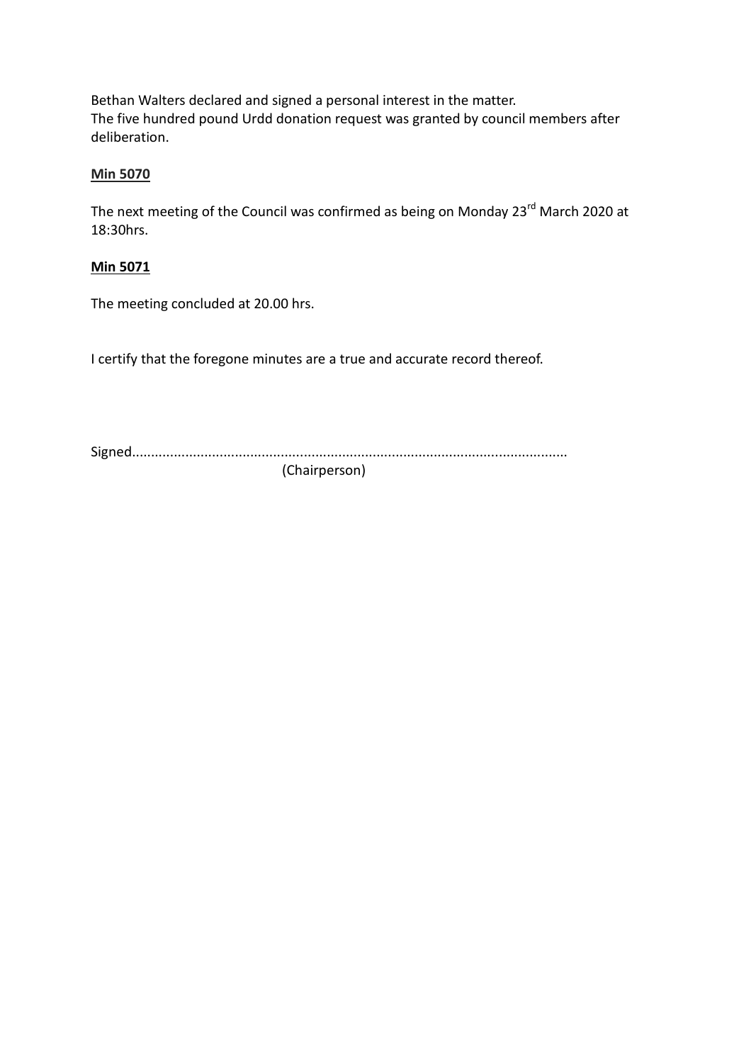Bethan Walters declared and signed a personal interest in the matter.
The five hundred pound Urdd donation request was granted by council members after deliberation.

**Min 5070**

The next meeting of the Council was confirmed as being on Monday 23rd March 2020 at 18:30hrs.

**Min 5071**

The meeting concluded at 20.00 hrs.

I certify that the foregone minutes are a true and accurate record thereof.

Signed..................................................................................................................
(Chairperson)